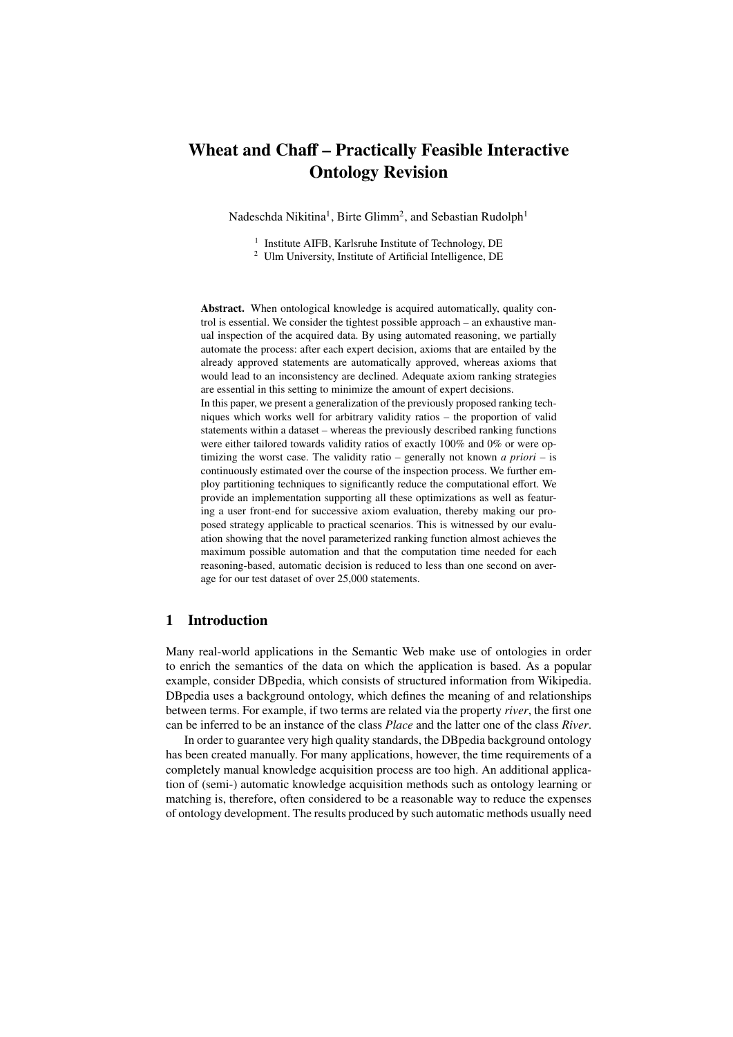# Wheat and Chaff – Practically Feasible Interactive Ontology Revision

Nadeschda Nikitina[1], Birte Glimm[2], and Sebastian Rudolph[1]

[1] Institute AIFB, Karlsruhe Institute of Technology, DE
[2] Ulm University, Institute of Artificial Intelligence, DE

**Abstract.** When ontological knowledge is acquired automatically, quality control is essential. We consider the tightest possible approach – an exhaustive manual inspection of the acquired data. By using automated reasoning, we partially automate the process: after each expert decision, axioms that are entailed by the already approved statements are automatically approved, whereas axioms that would lead to an inconsistency are declined. Adequate axiom ranking strategies are essential in this setting to minimize the amount of expert decisions.
In this paper, we present a generalization of the previously proposed ranking techniques which works well for arbitrary validity ratios – the proportion of valid statements within a dataset – whereas the previously described ranking functions were either tailored towards validity ratios of exactly 100% and 0% or were optimizing the worst case. The validity ratio – generally not known *a priori* – is continuously estimated over the course of the inspection process. We further employ partitioning techniques to significantly reduce the computational effort. We provide an implementation supporting all these optimizations as well as featuring a user front-end for successive axiom evaluation, thereby making our proposed strategy applicable to practical scenarios. This is witnessed by our evaluation showing that the novel parameterized ranking function almost achieves the maximum possible automation and that the computation time needed for each reasoning-based, automatic decision is reduced to less than one second on average for our test dataset of over 25,000 statements.

## 1 Introduction

Many real-world applications in the Semantic Web make use of ontologies in order to enrich the semantics of the data on which the application is based. As a popular example, consider DBpedia, which consists of structured information from Wikipedia. DBpedia uses a background ontology, which defines the meaning of and relationships between terms. For example, if two terms are related via the property *river*, the first one can be inferred to be an instance of the class *Place* and the latter one of the class *River*.

In order to guarantee very high quality standards, the DBpedia background ontology has been created manually. For many applications, however, the time requirements of a completely manual knowledge acquisition process are too high. An additional application of (semi-) automatic knowledge acquisition methods such as ontology learning or matching is, therefore, often considered to be a reasonable way to reduce the expenses of ontology development. The results produced by such automatic methods usually need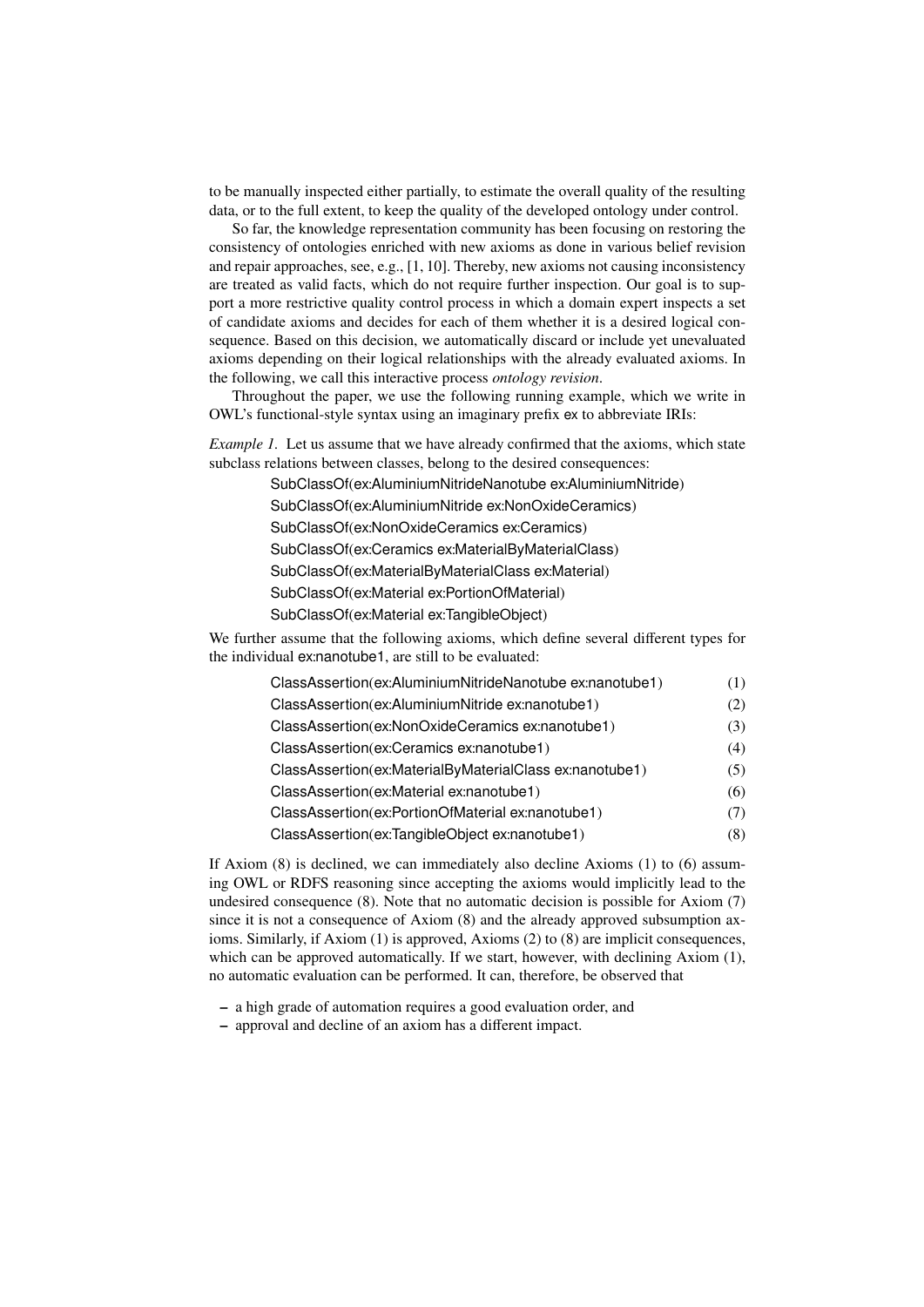to be manually inspected either partially, to estimate the overall quality of the resulting data, or to the full extent, to keep the quality of the developed ontology under control.

So far, the knowledge representation community has been focusing on restoring the consistency of ontologies enriched with new axioms as done in various belief revision and repair approaches, see, e.g., [1, 10]. Thereby, new axioms not causing inconsistency are treated as valid facts, which do not require further inspection. Our goal is to support a more restrictive quality control process in which a domain expert inspects a set of candidate axioms and decides for each of them whether it is a desired logical consequence. Based on this decision, we automatically discard or include yet unevaluated axioms depending on their logical relationships with the already evaluated axioms. In the following, we call this interactive process *ontology revision*.

Throughout the paper, we use the following running example, which we write in OWL's functional-style syntax using an imaginary prefix ex to abbreviate IRIs:

*Example 1.* Let us assume that we have already confirmed that the axioms, which state subclass relations between classes, belong to the desired consequences:

SubClassOf(ex:AluminiumNitrideNanotube ex:AluminiumNitride)
SubClassOf(ex:AluminiumNitride ex:NonOxideCeramics)
SubClassOf(ex:NonOxideCeramics ex:Ceramics)
SubClassOf(ex:Ceramics ex:MaterialByMaterialClass)
SubClassOf(ex:MaterialByMaterialClass ex:Material)
SubClassOf(ex:Material ex:PortionOfMaterial)
SubClassOf(ex:Material ex:TangibleObject)

We further assume that the following axioms, which define several different types for the individual ex:nanotube1, are still to be evaluated:

ClassAssertion(ex:AluminiumNitrideNanotube ex:nanotube1) (1)
ClassAssertion(ex:AluminiumNitride ex:nanotube1) (2)
ClassAssertion(ex:NonOxideCeramics ex:nanotube1) (3)
ClassAssertion(ex:Ceramics ex:nanotube1) (4)
ClassAssertion(ex:MaterialByMaterialClass ex:nanotube1) (5)
ClassAssertion(ex:Material ex:nanotube1) (6)
ClassAssertion(ex:PortionOfMaterial ex:nanotube1) (7)
ClassAssertion(ex:TangibleObject ex:nanotube1) (8)

If Axiom (8) is declined, we can immediately also decline Axioms (1) to (6) assuming OWL or RDFS reasoning since accepting the axioms would implicitly lead to the undesired consequence (8). Note that no automatic decision is possible for Axiom (7) since it is not a consequence of Axiom (8) and the already approved subsumption axioms. Similarly, if Axiom (1) is approved, Axioms (2) to (8) are implicit consequences, which can be approved automatically. If we start, however, with declining Axiom (1), no automatic evaluation can be performed. It can, therefore, be observed that

- a high grade of automation requires a good evaluation order, and
- approval and decline of an axiom has a different impact.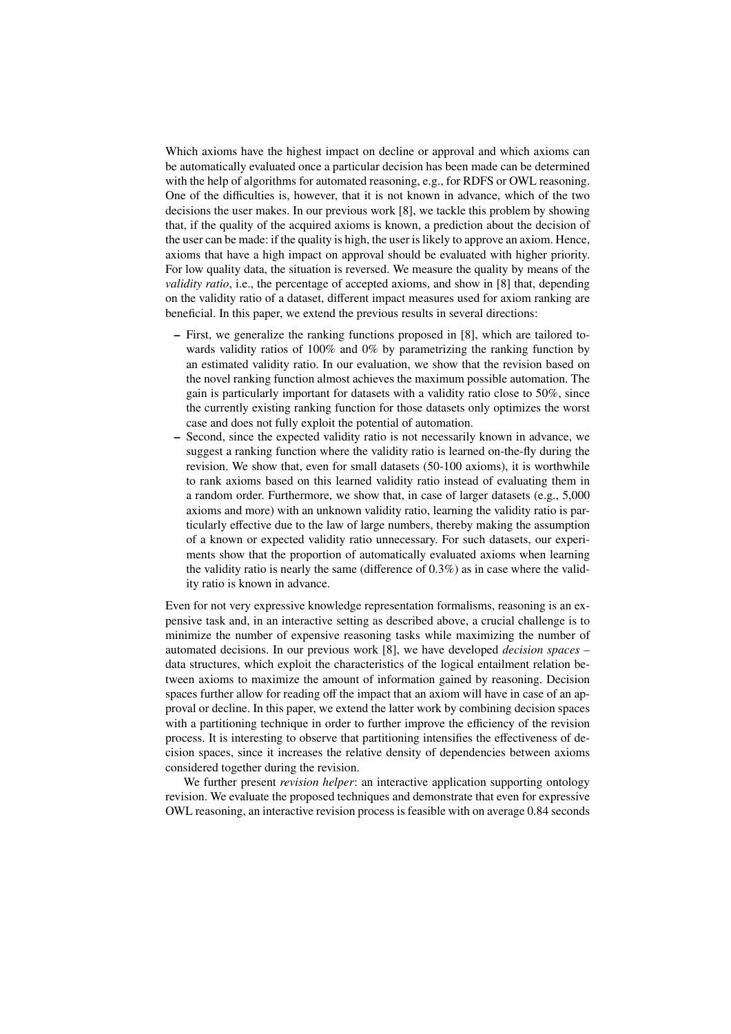Which axioms have the highest impact on decline or approval and which axioms can be automatically evaluated once a particular decision has been made can be determined with the help of algorithms for automated reasoning, e.g., for RDFS or OWL reasoning. One of the difficulties is, however, that it is not known in advance, which of the two decisions the user makes. In our previous work [8], we tackle this problem by showing that, if the quality of the acquired axioms is known, a prediction about the decision of the user can be made: if the quality is high, the user is likely to approve an axiom. Hence, axioms that have a high impact on approval should be evaluated with higher priority. For low quality data, the situation is reversed. We measure the quality by means of the *validity ratio*, i.e., the percentage of accepted axioms, and show in [8] that, depending on the validity ratio of a dataset, different impact measures used for axiom ranking are beneficial. In this paper, we extend the previous results in several directions:

- First, we generalize the ranking functions proposed in [8], which are tailored towards validity ratios of 100% and 0% by parametrizing the ranking function by an estimated validity ratio. In our evaluation, we show that the revision based on the novel ranking function almost achieves the maximum possible automation. The gain is particularly important for datasets with a validity ratio close to 50%, since the currently existing ranking function for those datasets only optimizes the worst case and does not fully exploit the potential of automation.
- Second, since the expected validity ratio is not necessarily known in advance, we suggest a ranking function where the validity ratio is learned on-the-fly during the revision. We show that, even for small datasets (50-100 axioms), it is worthwhile to rank axioms based on this learned validity ratio instead of evaluating them in a random order. Furthermore, we show that, in case of larger datasets (e.g., 5,000 axioms and more) with an unknown validity ratio, learning the validity ratio is particularly effective due to the law of large numbers, thereby making the assumption of a known or expected validity ratio unnecessary. For such datasets, our experiments show that the proportion of automatically evaluated axioms when learning the validity ratio is nearly the same (difference of 0.3%) as in case where the validity ratio is known in advance.

Even for not very expressive knowledge representation formalisms, reasoning is an expensive task and, in an interactive setting as described above, a crucial challenge is to minimize the number of expensive reasoning tasks while maximizing the number of automated decisions. In our previous work [8], we have developed *decision spaces* – data structures, which exploit the characteristics of the logical entailment relation between axioms to maximize the amount of information gained by reasoning. Decision spaces further allow for reading off the impact that an axiom will have in case of an approval or decline. In this paper, we extend the latter work by combining decision spaces with a partitioning technique in order to further improve the efficiency of the revision process. It is interesting to observe that partitioning intensifies the effectiveness of decision spaces, since it increases the relative density of dependencies between axioms considered together during the revision.

We further present *revision helper*: an interactive application supporting ontology revision. We evaluate the proposed techniques and demonstrate that even for expressive OWL reasoning, an interactive revision process is feasible with on average 0.84 seconds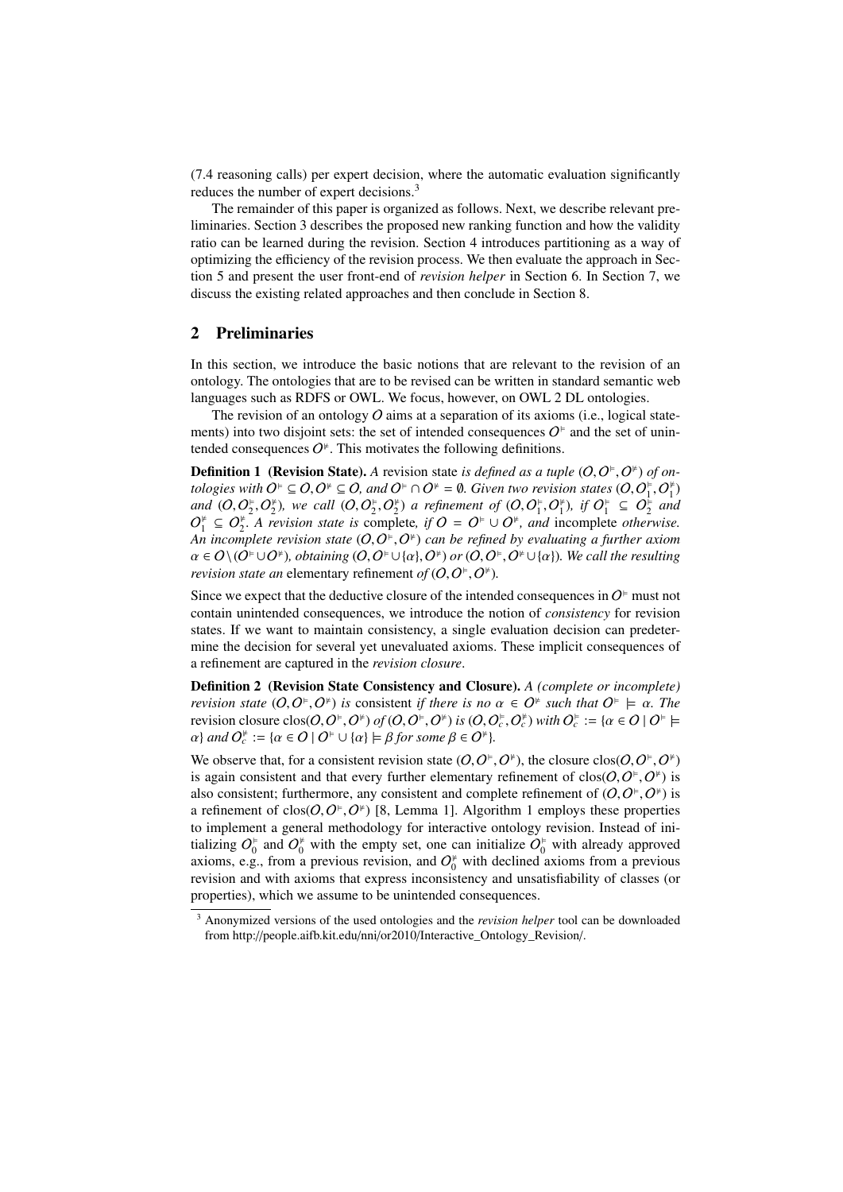(7.4 reasoning calls) per expert decision, where the automatic evaluation significantly reduces the number of expert decisions.[3]

The remainder of this paper is organized as follows. Next, we describe relevant preliminaries. Section 3 describes the proposed new ranking function and how the validity ratio can be learned during the revision. Section 4 introduces partitioning as a way of optimizing the efficiency of the revision process. We then evaluate the approach in Section 5 and present the user front-end of *revision helper* in Section 6. In Section 7, we discuss the existing related approaches and then conclude in Section 8.

## 2 Preliminaries

In this section, we introduce the basic notions that are relevant to the revision of an ontology. The ontologies that are to be revised can be written in standard semantic web languages such as RDFS or OWL. We focus, however, on OWL 2 DL ontologies.

The revision of an ontology $\mathcal{O}$ aims at a separation of its axioms (i.e., logical statements) into two disjoint sets: the set of intended consequences $\mathcal{O}^{\vDash}$ and the set of unintended consequences $\mathcal{O}^{\nvDash}$. This motivates the following definitions.

**Definition 1 (Revision State).** *A* revision state *is defined as a tuple* $(\mathcal{O}, \mathcal{O}^{\vDash}, \mathcal{O}^{\nvDash})$ *of ontologies with* $\mathcal{O}^{\vDash} \subseteq \mathcal{O}, \mathcal{O}^{\nvDash} \subseteq \mathcal{O}$*, and* $\mathcal{O}^{\vDash} \cap \mathcal{O}^{\nvDash} = \emptyset$*. Given two revision states* $(\mathcal{O}, \mathcal{O}_1^{\vDash}, \mathcal{O}_1^{\nvDash})$ *and* $(\mathcal{O}, \mathcal{O}_2^{\vDash}, \mathcal{O}_2^{\nvDash})$*, we call* $(\mathcal{O}, \mathcal{O}_2^{\vDash}, \mathcal{O}_2^{\nvDash})$ *a* refinement *of* $(\mathcal{O}, \mathcal{O}_1^{\vDash}, \mathcal{O}_1^{\nvDash})$*, if* $\mathcal{O}_1^{\vDash} \subseteq \mathcal{O}_2^{\vDash}$ *and* $\mathcal{O}_1^{\nvDash} \subseteq \mathcal{O}_2^{\nvDash}$*. A revision state is* complete*, if* $\mathcal{O} = \mathcal{O}^{\vDash} \cup \mathcal{O}^{\nvDash}$*, and* incomplete *otherwise. An incomplete revision state* $(\mathcal{O}, \mathcal{O}^{\vDash}, \mathcal{O}^{\nvDash})$ *can be refined by evaluating a further axiom* $\alpha \in \mathcal{O} \setminus (\mathcal{O}^{\vDash} \cup \mathcal{O}^{\nvDash})$*, obtaining* $(\mathcal{O}, \mathcal{O}^{\vDash} \cup \{\alpha\}, \mathcal{O}^{\nvDash})$ *or* $(\mathcal{O}, \mathcal{O}^{\vDash}, \mathcal{O}^{\nvDash} \cup \{\alpha\})$*. We call the resulting revision state an* elementary refinement *of* $(\mathcal{O}, \mathcal{O}^{\vDash}, \mathcal{O}^{\nvDash})$.

Since we expect that the deductive closure of the intended consequences in $\mathcal{O}^{\vDash}$ must not contain unintended consequences, we introduce the notion of *consistency* for revision states. If we want to maintain consistency, a single evaluation decision can predetermine the decision for several yet unevaluated axioms. These implicit consequences of a refinement are captured in the *revision closure*.

**Definition 2 (Revision State Consistency and Closure).** *A (complete or incomplete) revision state* $(\mathcal{O}, \mathcal{O}^{\vDash}, \mathcal{O}^{\nvDash})$ *is* consistent *if there is no* $\alpha \in \mathcal{O}^{\nvDash}$ *such that* $\mathcal{O}^{\vDash} \models \alpha$*. The* revision closure $\text{clos}(\mathcal{O}, \mathcal{O}^{\vDash}, \mathcal{O}^{\nvDash})$ *of* $(\mathcal{O}, \mathcal{O}^{\vDash}, \mathcal{O}^{\nvDash})$ *is* $(\mathcal{O}, \mathcal{O}_c^{\vDash}, \mathcal{O}_c^{\nvDash})$ *with* $\mathcal{O}_c^{\vDash} := \{\alpha \in \mathcal{O} \mid \mathcal{O}^{\vDash} \models \alpha\}$ *and* $\mathcal{O}_c^{\nvDash} := \{\alpha \in \mathcal{O} \mid \mathcal{O}^{\vDash} \cup \{\alpha\} \models \beta \text{ for some } \beta \in \mathcal{O}^{\nvDash}\}$.

We observe that, for a consistent revision state $(\mathcal{O}, \mathcal{O}^{\vDash}, \mathcal{O}^{\nvDash})$, the closure $\text{clos}(\mathcal{O}, \mathcal{O}^{\vDash}, \mathcal{O}^{\nvDash})$ is again consistent and that every further elementary refinement of $\text{clos}(\mathcal{O}, \mathcal{O}^{\vDash}, \mathcal{O}^{\nvDash})$ is also consistent; furthermore, any consistent and complete refinement of $(\mathcal{O}, \mathcal{O}^{\vDash}, \mathcal{O}^{\nvDash})$ is a refinement of $\text{clos}(\mathcal{O}, \mathcal{O}^{\vDash}, \mathcal{O}^{\nvDash})$ [8, Lemma 1]. Algorithm 1 employs these properties to implement a general methodology for interactive ontology revision. Instead of initializing $\mathcal{O}_0^{\vDash}$ and $\mathcal{O}_0^{\nvDash}$ with the empty set, one can initialize $\mathcal{O}_0^{\vDash}$ with already approved axioms, e.g., from a previous revision, and $\mathcal{O}_0^{\nvDash}$ with declined axioms from a previous revision and with axioms that express inconsistency and unsatisfiability of classes (or properties), which we assume to be unintended consequences.

[3] Anonymized versions of the used ontologies and the *revision helper* tool can be downloaded from http://people.aifb.kit.edu/nni/or2010/Interactive_Ontology_Revision/.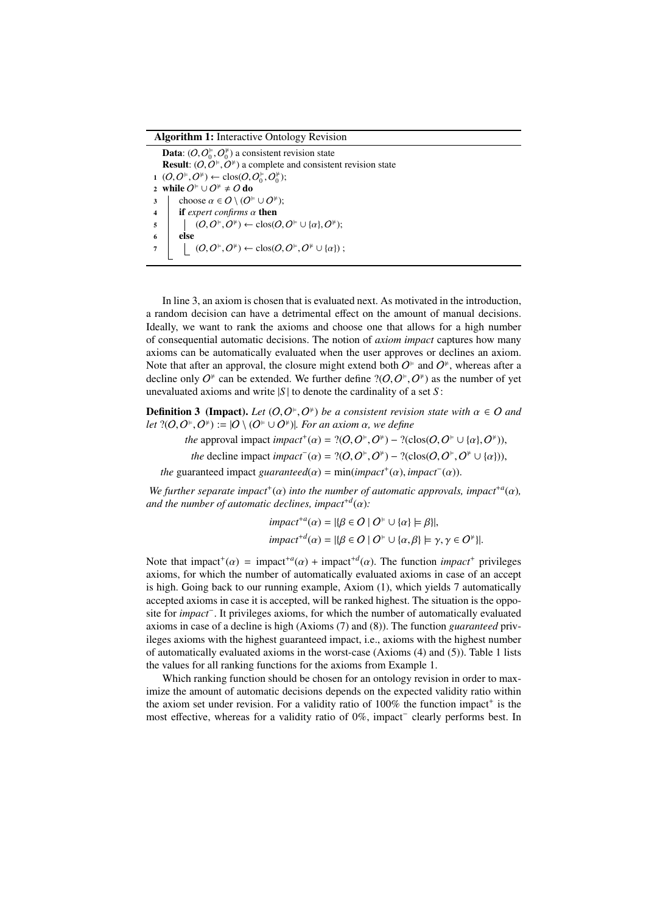**Algorithm 1:** Interactive Ontology Revision

```
Data: (O, O_0^⊨, O_0^⊭) a consistent revision state
Result: (O, O^⊨, O^⊭) a complete and consistent revision state
1 (O, O^⊨, O^⊭) ← clos(O, O_0^⊨, O_0^⊭);
2 while O^⊨ ∪ O^⊭ ≠ O do
3     choose α ∈ O \ (O^⊨ ∪ O^⊭);
4     if expert confirms α then
5         (O, O^⊨, O^⊭) ← clos(O, O^⊨ ∪ {α}, O^⊭);
6     else
7         (O, O^⊨, O^⊭) ← clos(O, O^⊨, O^⊭ ∪ {α}) ;
```

In line 3, an axiom is chosen that is evaluated next. As motivated in the introduction, a random decision can have a detrimental effect on the amount of manual decisions. Ideally, we want to rank the axioms and choose one that allows for a high number of consequential automatic decisions. The notion of *axiom impact* captures how many axioms can be automatically evaluated when the user approves or declines an axiom. Note that after an approval, the closure might extend both $\mathcal{O}^{\models}$ and $\mathcal{O}^{\not\models}$, whereas after a decline only $\mathcal{O}^{\not\models}$ can be extended. We further define $?(\mathcal{O}, \mathcal{O}^{\models}, \mathcal{O}^{\not\models})$ as the number of yet unevaluated axioms and write $|S|$ to denote the cardinality of a set $S$:

**Definition 3 (Impact).** *Let $(\mathcal{O}, \mathcal{O}^{\models}, \mathcal{O}^{\not\models})$ be a consistent revision state with $\alpha \in \mathcal{O}$ and let $?(\mathcal{O}, \mathcal{O}^{\models}, \mathcal{O}^{\not\models}) := |\mathcal{O} \setminus (\mathcal{O}^{\models} \cup \mathcal{O}^{\not\models})|$. For an axiom $\alpha$, we define*

*the* approval impact $impact^{+}(\alpha) = ?(\mathcal{O}, \mathcal{O}^{\models}, \mathcal{O}^{\not\models}) - ?(\text{clos}(\mathcal{O}, \mathcal{O}^{\models} \cup \{\alpha\}, \mathcal{O}^{\not\models}))$,

*the* decline impact $impact^{-}(\alpha) = ?(\mathcal{O}, \mathcal{O}^{\models}, \mathcal{O}^{\not\models}) - ?(\text{clos}(\mathcal{O}, \mathcal{O}^{\models}, \mathcal{O}^{\not\models} \cup \{\alpha\}))$,

*the* guaranteed impact $guaranteed(\alpha) = \min(impact^{+}(\alpha), impact^{-}(\alpha))$.

*We further separate $impact^{+}(\alpha)$ into the number of automatic approvals, $impact^{+a}(\alpha)$, and the number of automatic declines, $impact^{+d}(\alpha)$:*

$$impact^{+a}(\alpha) = |\{\beta \in \mathcal{O} \mid \mathcal{O}^{\models} \cup \{\alpha\} \models \beta\}|,$$

$$impact^{+d}(\alpha) = |\{\beta \in \mathcal{O} \mid \mathcal{O}^{\models} \cup \{\alpha, \beta\} \models \gamma, \gamma \in \mathcal{O}^{\not\models}\}|.$$

Note that $\text{impact}^{+}(\alpha) = \text{impact}^{+a}(\alpha) + \text{impact}^{+d}(\alpha)$. The function $impact^{+}$ privileges axioms, for which the number of automatically evaluated axioms in case of an accept is high. Going back to our running example, Axiom (1), which yields 7 automatically accepted axioms in case it is accepted, will be ranked highest. The situation is the opposite for $impact^{-}$. It privileges axioms, for which the number of automatically evaluated axioms in case of a decline is high (Axioms (7) and (8)). The function *guaranteed* privileges axioms with the highest guaranteed impact, i.e., axioms with the highest number of automatically evaluated axioms in the worst-case (Axioms (4) and (5)). Table 1 lists the values for all ranking functions for the axioms from Example 1.

Which ranking function should be chosen for an ontology revision in order to maximize the amount of automatic decisions depends on the expected validity ratio within the axiom set under revision. For a validity ratio of 100% the function $\text{impact}^{+}$ is the most effective, whereas for a validity ratio of 0%, $\text{impact}^{-}$ clearly performs best. In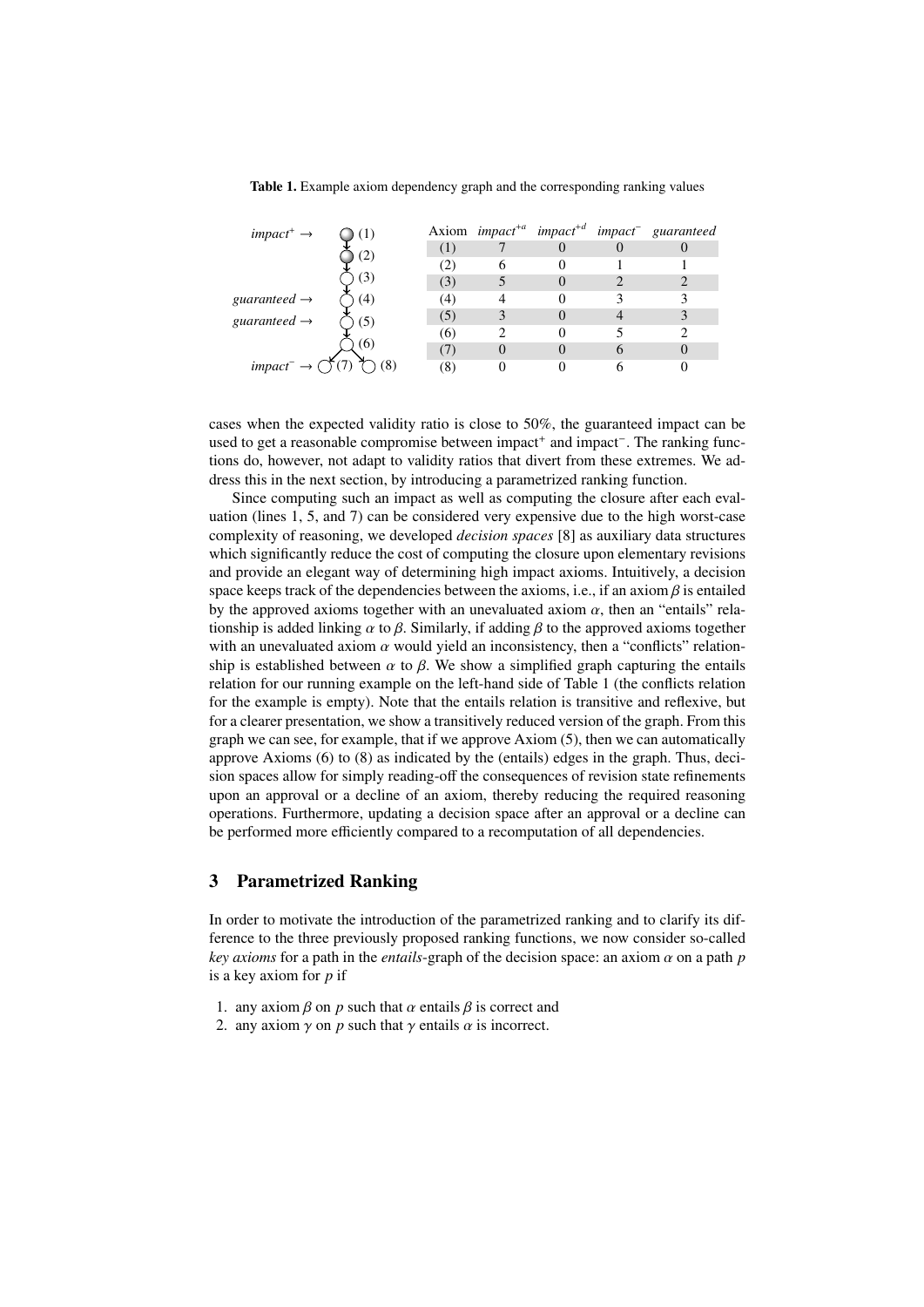**Table 1.** Example axiom dependency graph and the corresponding ranking values

| Axiom | $impact^{+a}$ | $impact^{+d}$ | $impact^{-}$ | *guaranteed* |
|---|---|---|---|---|
| (1) | 7 | 0 | 0 | 0 |
| (2) | 6 | 0 | 1 | 1 |
| (3) | 5 | 0 | 2 | 2 |
| (4) | 4 | 0 | 3 | 3 |
| (5) | 3 | 0 | 4 | 3 |
| (6) | 2 | 0 | 5 | 2 |
| (7) | 0 | 0 | 6 | 0 |
| (8) | 0 | 0 | 6 | 0 |

cases when the expected validity ratio is close to 50%, the guaranteed impact can be used to get a reasonable compromise between $impact^{+}$ and $impact^{-}$. The ranking functions do, however, not adapt to validity ratios that divert from these extremes. We address this in the next section, by introducing a parametrized ranking function.

Since computing such an impact as well as computing the closure after each evaluation (lines 1, 5, and 7) can be considered very expensive due to the high worst-case complexity of reasoning, we developed *decision spaces* [8] as auxiliary data structures which significantly reduce the cost of computing the closure upon elementary revisions and provide an elegant way of determining high impact axioms. Intuitively, a decision space keeps track of the dependencies between the axioms, i.e., if an axiom $\beta$ is entailed by the approved axioms together with an unevaluated axiom $\alpha$, then an "entails" relationship is added linking $\alpha$ to $\beta$. Similarly, if adding $\beta$ to the approved axioms together with an unevaluated axiom $\alpha$ would yield an inconsistency, then a "conflicts" relationship is established between $\alpha$ to $\beta$. We show a simplified graph capturing the entails relation for our running example on the left-hand side of Table 1 (the conflicts relation for the example is empty). Note that the entails relation is transitive and reflexive, but for a clearer presentation, we show a transitively reduced version of the graph. From this graph we can see, for example, that if we approve Axiom (5), then we can automatically approve Axioms (6) to (8) as indicated by the (entails) edges in the graph. Thus, decision spaces allow for simply reading-off the consequences of revision state refinements upon an approval or a decline of an axiom, thereby reducing the required reasoning operations. Furthermore, updating a decision space after an approval or a decline can be performed more efficiently compared to a recomputation of all dependencies.

## 3 Parametrized Ranking

In order to motivate the introduction of the parametrized ranking and to clarify its difference to the three previously proposed ranking functions, we now consider so-called *key axioms* for a path in the *entails*-graph of the decision space: an axiom $\alpha$ on a path $p$ is a key axiom for $p$ if

1. any axiom $\beta$ on $p$ such that $\alpha$ entails $\beta$ is correct and
2. any axiom $\gamma$ on $p$ such that $\gamma$ entails $\alpha$ is incorrect.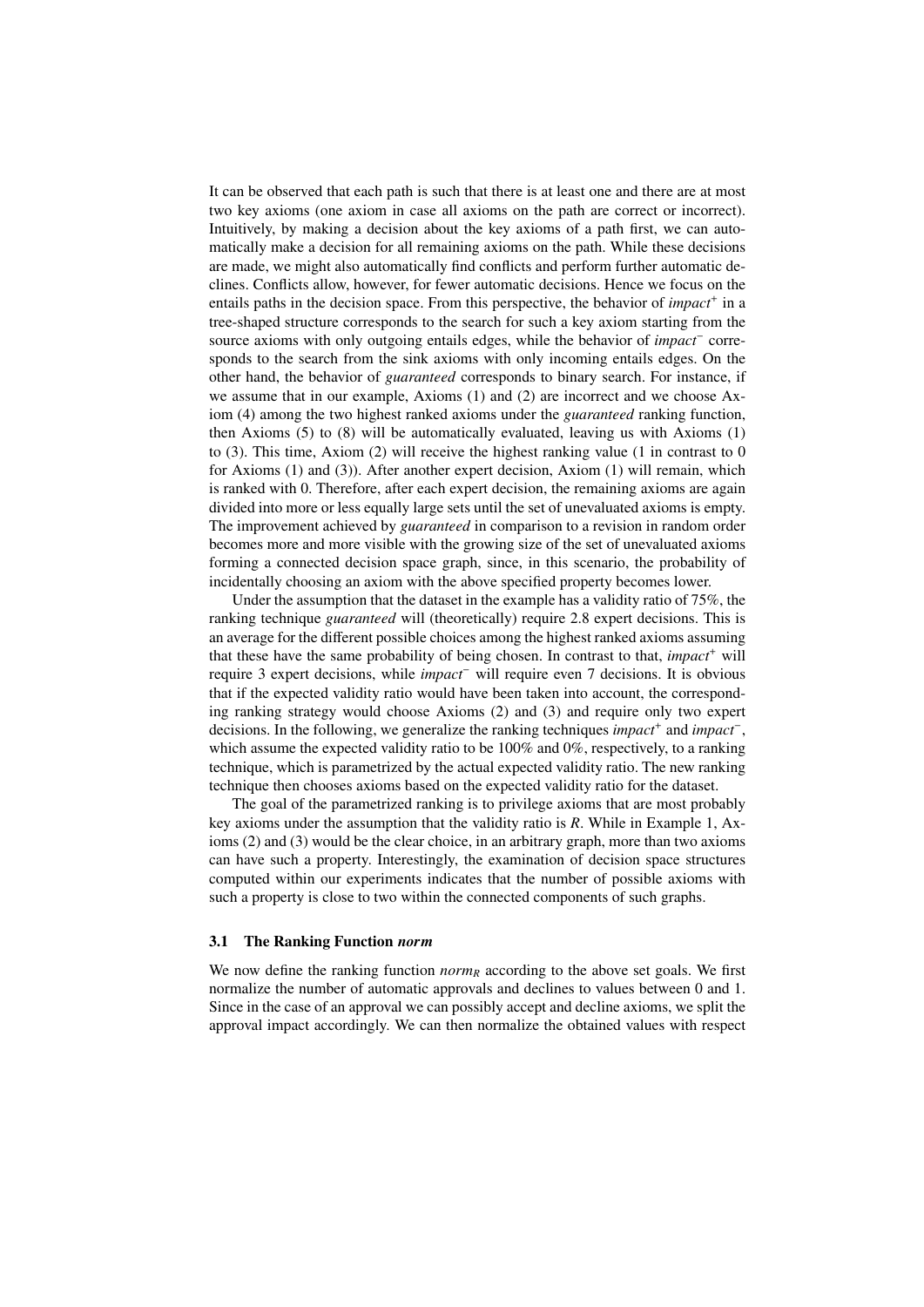It can be observed that each path is such that there is at least one and there are at most two key axioms (one axiom in case all axioms on the path are correct or incorrect). Intuitively, by making a decision about the key axioms of a path first, we can automatically make a decision for all remaining axioms on the path. While these decisions are made, we might also automatically find conflicts and perform further automatic declines. Conflicts allow, however, for fewer automatic decisions. Hence we focus on the entails paths in the decision space. From this perspective, the behavior of *impact*$^+$ in a tree-shaped structure corresponds to the search for such a key axiom starting from the source axioms with only outgoing entails edges, while the behavior of *impact*$^-$ corresponds to the search from the sink axioms with only incoming entails edges. On the other hand, the behavior of *guaranteed* corresponds to binary search. For instance, if we assume that in our example, Axioms (1) and (2) are incorrect and we choose Axiom (4) among the two highest ranked axioms under the *guaranteed* ranking function, then Axioms (5) to (8) will be automatically evaluated, leaving us with Axioms (1) to (3). This time, Axiom (2) will receive the highest ranking value (1 in contrast to 0 for Axioms (1) and (3)). After another expert decision, Axiom (1) will remain, which is ranked with 0. Therefore, after each expert decision, the remaining axioms are again divided into more or less equally large sets until the set of unevaluated axioms is empty. The improvement achieved by *guaranteed* in comparison to a revision in random order becomes more and more visible with the growing size of the set of unevaluated axioms forming a connected decision space graph, since, in this scenario, the probability of incidentally choosing an axiom with the above specified property becomes lower.

Under the assumption that the dataset in the example has a validity ratio of 75%, the ranking technique *guaranteed* will (theoretically) require 2.8 expert decisions. This is an average for the different possible choices among the highest ranked axioms assuming that these have the same probability of being chosen. In contrast to that, *impact*$^+$ will require 3 expert decisions, while *impact*$^-$ will require even 7 decisions. It is obvious that if the expected validity ratio would have been taken into account, the corresponding ranking strategy would choose Axioms (2) and (3) and require only two expert decisions. In the following, we generalize the ranking techniques *impact*$^+$ and *impact*$^-$, which assume the expected validity ratio to be 100% and 0%, respectively, to a ranking technique, which is parametrized by the actual expected validity ratio. The new ranking technique then chooses axioms based on the expected validity ratio for the dataset.

The goal of the parametrized ranking is to privilege axioms that are most probably key axioms under the assumption that the validity ratio is $R$. While in Example 1, Axioms (2) and (3) would be the clear choice, in an arbitrary graph, more than two axioms can have such a property. Interestingly, the examination of decision space structures computed within our experiments indicates that the number of possible axioms with such a property is close to two within the connected components of such graphs.

### 3.1 The Ranking Function *norm*

We now define the ranking function $norm_R$ according to the above set goals. We first normalize the number of automatic approvals and declines to values between 0 and 1. Since in the case of an approval we can possibly accept and decline axioms, we split the approval impact accordingly. We can then normalize the obtained values with respect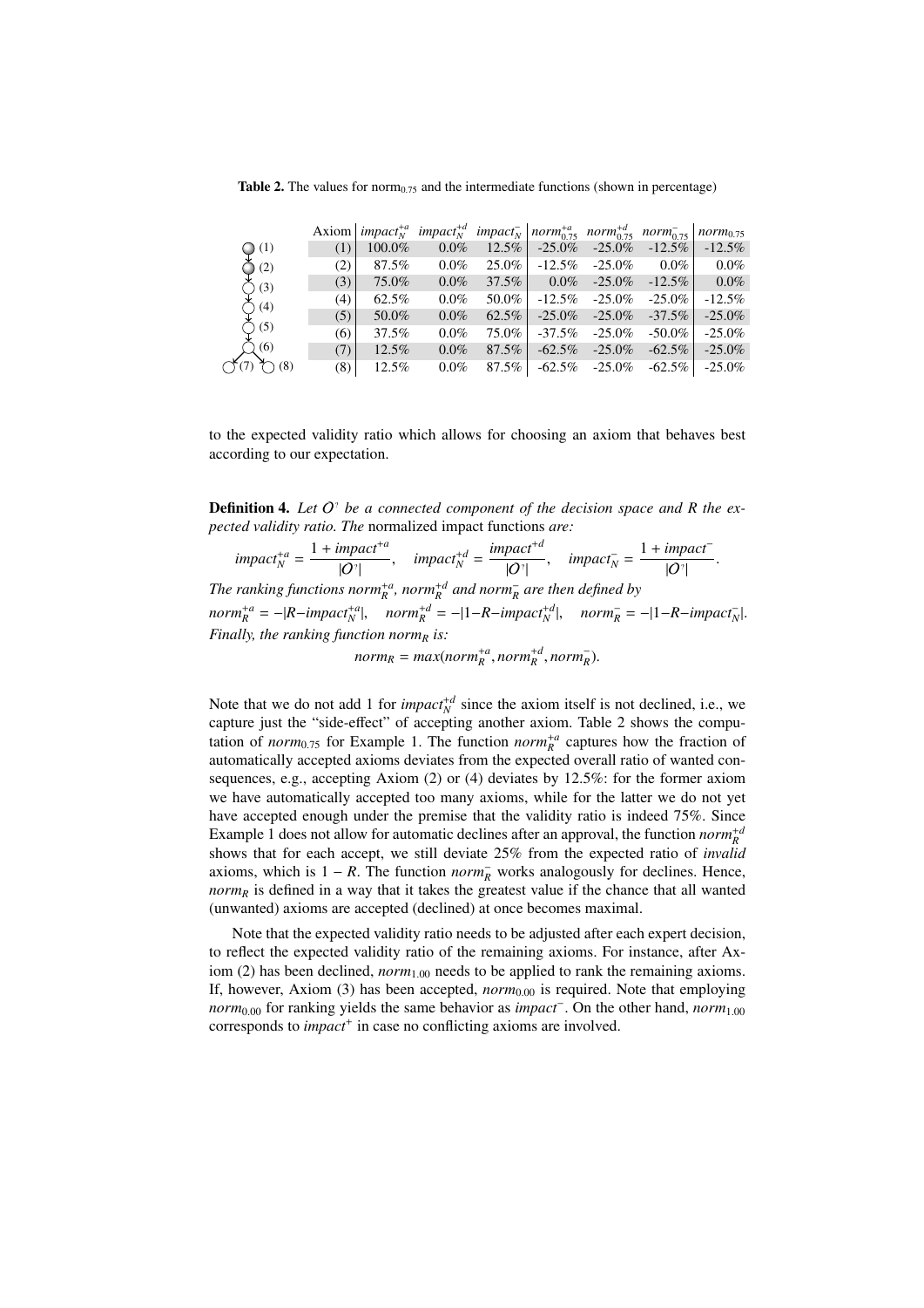**Table 2.** The values for norm$_{0.75}$ and the intermediate functions (shown in percentage)

| Axiom | $impact_N^{+a}$ | $impact_N^{+d}$ | $impact_N^{-}$ | $norm_{0.75}^{+a}$ | $norm_{0.75}^{+d}$ | $norm_{0.75}^{-}$ | $norm_{0.75}$ |
|---|---|---|---|---|---|---|---|
| (1) | 100.0% | 0.0% | 12.5% | -25.0% | -25.0% | -12.5% | -12.5% |
| (2) | 87.5% | 0.0% | 25.0% | -12.5% | -25.0% | 0.0% | 0.0% |
| (3) | 75.0% | 0.0% | 37.5% | 0.0% | -25.0% | -12.5% | 0.0% |
| (4) | 62.5% | 0.0% | 50.0% | -12.5% | -25.0% | -25.0% | -12.5% |
| (5) | 50.0% | 0.0% | 62.5% | -25.0% | -25.0% | -37.5% | -25.0% |
| (6) | 37.5% | 0.0% | 75.0% | -37.5% | -25.0% | -50.0% | -25.0% |
| (7) | 12.5% | 0.0% | 87.5% | -62.5% | -25.0% | -62.5% | -25.0% |
| (8) | 12.5% | 0.0% | 87.5% | -62.5% | -25.0% | -62.5% | -25.0% |

to the expected validity ratio which allows for choosing an axiom that behaves best according to our expectation.

**Definition 4.** *Let $O^?$ be a connected component of the decision space and R the expected validity ratio. The* normalized impact functions *are:*

$$impact_N^{+a} = \frac{1 + impact^{+a}}{|O^?|}, \quad impact_N^{+d} = \frac{impact^{+d}}{|O^?|}, \quad impact_N^{-} = \frac{1 + impact^{-}}{|O^?|}.$$

*The ranking functions $norm_R^{+a}$, $norm_R^{+d}$ and $norm_R^{-}$ are then defined by*

$$norm_R^{+a} = -|R - impact_N^{+a}|, \quad norm_R^{+d} = -|1 - R - impact_N^{+d}|, \quad norm_R^{-} = -|1 - R - impact_N^{-}|.$$

*Finally, the ranking function $norm_R$ is:*

$$norm_R = max(norm_R^{+a}, norm_R^{+d}, norm_R^{-}).$$

Note that we do not add 1 for $impact_N^{+d}$ since the axiom itself is not declined, i.e., we capture just the "side-effect" of accepting another axiom. Table 2 shows the computation of $norm_{0.75}$ for Example 1. The function $norm_R^{+a}$ captures how the fraction of automatically accepted axioms deviates from the expected overall ratio of wanted consequences, e.g., accepting Axiom (2) or (4) deviates by 12.5%: for the former axiom we have automatically accepted too many axioms, while for the latter we do not yet have accepted enough under the premise that the validity ratio is indeed 75%. Since Example 1 does not allow for automatic declines after an approval, the function $norm_R^{+d}$ shows that for each accept, we still deviate 25% from the expected ratio of *invalid* axioms, which is $1 - R$. The function $norm_R^{-}$ works analogously for declines. Hence, $norm_R$ is defined in a way that it takes the greatest value if the chance that all wanted (unwanted) axioms are accepted (declined) at once becomes maximal.

Note that the expected validity ratio needs to be adjusted after each expert decision, to reflect the expected validity ratio of the remaining axioms. For instance, after Axiom (2) has been declined, $norm_{1.00}$ needs to be applied to rank the remaining axioms. If, however, Axiom (3) has been accepted, $norm_{0.00}$ is required. Note that employing $norm_{0.00}$ for ranking yields the same behavior as $impact^{-}$. On the other hand, $norm_{1.00}$ corresponds to $impact^{+}$ in case no conflicting axioms are involved.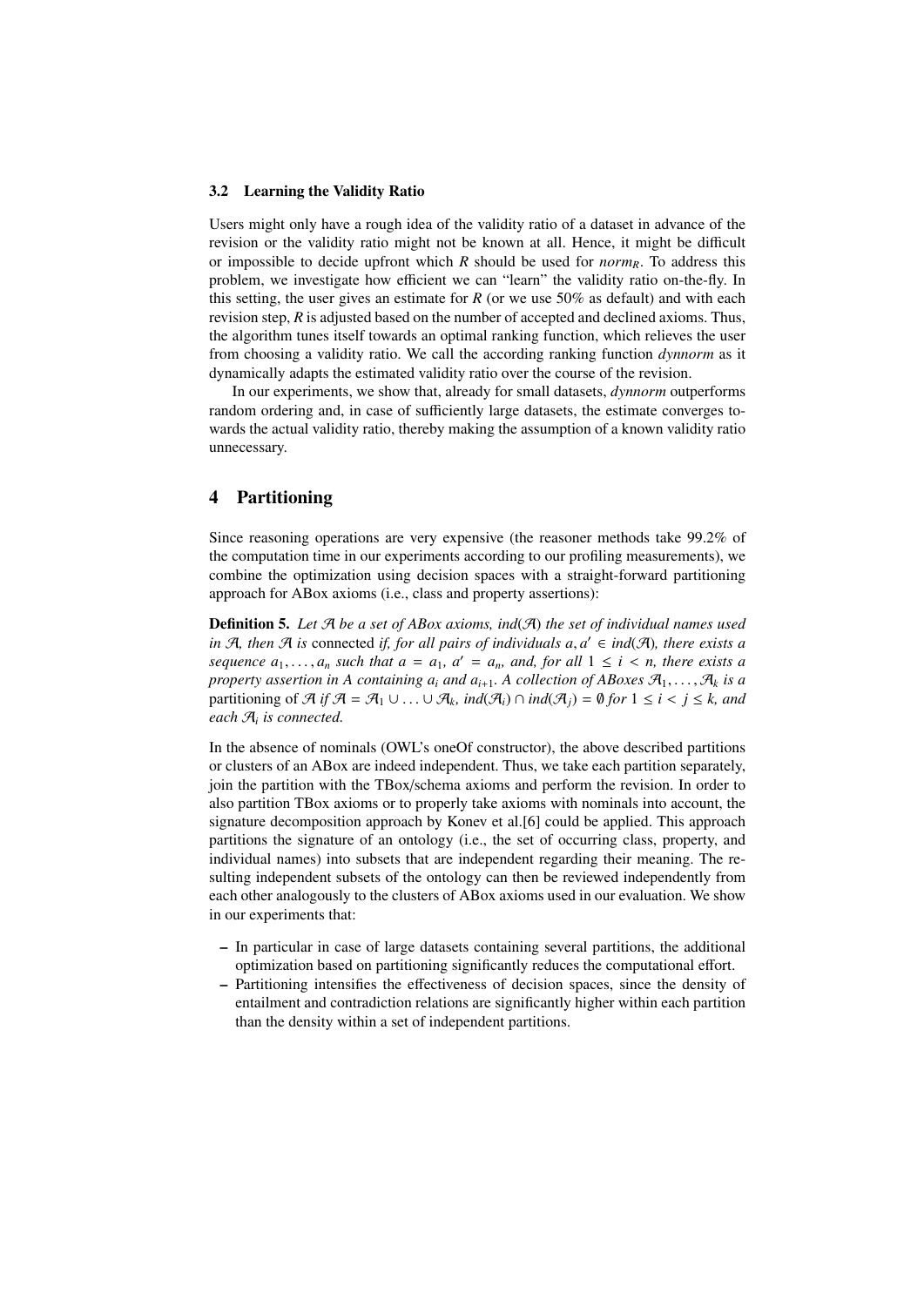### 3.2 Learning the Validity Ratio

Users might only have a rough idea of the validity ratio of a dataset in advance of the revision or the validity ratio might not be known at all. Hence, it might be difficult or impossible to decide upfront which $R$ should be used for $norm_R$. To address this problem, we investigate how efficient we can "learn" the validity ratio on-the-fly. In this setting, the user gives an estimate for $R$ (or we use 50% as default) and with each revision step, $R$ is adjusted based on the number of accepted and declined axioms. Thus, the algorithm tunes itself towards an optimal ranking function, which relieves the user from choosing a validity ratio. We call the according ranking function *dynnorm* as it dynamically adapts the estimated validity ratio over the course of the revision.

In our experiments, we show that, already for small datasets, *dynnorm* outperforms random ordering and, in case of sufficiently large datasets, the estimate converges towards the actual validity ratio, thereby making the assumption of a known validity ratio unnecessary.

## 4 Partitioning

Since reasoning operations are very expensive (the reasoner methods take 99.2% of the computation time in our experiments according to our profiling measurements), we combine the optimization using decision spaces with a straight-forward partitioning approach for ABox axioms (i.e., class and property assertions):

**Definition 5.** *Let $\mathcal{A}$ be a set of ABox axioms, ind($\mathcal{A}$) the set of individual names used in $\mathcal{A}$, then $\mathcal{A}$ is* connected *if, for all pairs of individuals $a, a' \in ind(\mathcal{A})$, there exists a sequence $a_1, \ldots, a_n$ such that $a = a_1$, $a' = a_n$, and, for all $1 \leq i < n$, there exists a property assertion in A containing $a_i$ and $a_{i+1}$. A collection of ABoxes $\mathcal{A}_1, \ldots, \mathcal{A}_k$ is a* partitioning *of $\mathcal{A}$ if $\mathcal{A} = \mathcal{A}_1 \cup \ldots \cup \mathcal{A}_k$, $ind(\mathcal{A}_i) \cap ind(\mathcal{A}_j) = \emptyset$ for $1 \leq i < j \leq k$, and each $\mathcal{A}_i$ is connected.*

In the absence of nominals (OWL's oneOf constructor), the above described partitions or clusters of an ABox are indeed independent. Thus, we take each partition separately, join the partition with the TBox/schema axioms and perform the revision. In order to also partition TBox axioms or to properly take axioms with nominals into account, the signature decomposition approach by Konev et al.[6] could be applied. This approach partitions the signature of an ontology (i.e., the set of occurring class, property, and individual names) into subsets that are independent regarding their meaning. The resulting independent subsets of the ontology can then be reviewed independently from each other analogously to the clusters of ABox axioms used in our evaluation. We show in our experiments that:

- In particular in case of large datasets containing several partitions, the additional optimization based on partitioning significantly reduces the computational effort.
- Partitioning intensifies the effectiveness of decision spaces, since the density of entailment and contradiction relations are significantly higher within each partition than the density within a set of independent partitions.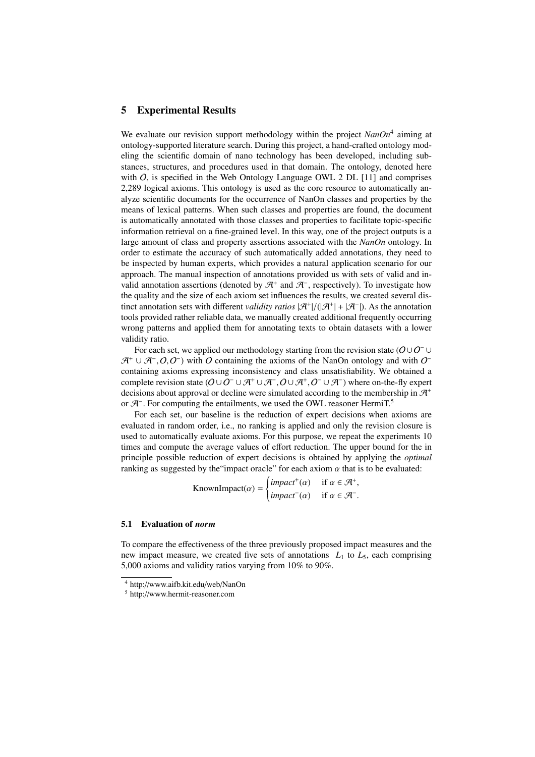## 5 Experimental Results

We evaluate our revision support methodology within the project *NanOn*[4] aiming at ontology-supported literature search. During this project, a hand-crafted ontology modeling the scientific domain of nano technology has been developed, including substances, structures, and procedures used in that domain. The ontology, denoted here with $\mathcal{O}$, is specified in the Web Ontology Language OWL 2 DL [11] and comprises 2,289 logical axioms. This ontology is used as the core resource to automatically analyze scientific documents for the occurrence of NanOn classes and properties by the means of lexical patterns. When such classes and properties are found, the document is automatically annotated with those classes and properties to facilitate topic-specific information retrieval on a fine-grained level. In this way, one of the project outputs is a large amount of class and property assertions associated with the *NanOn* ontology. In order to estimate the accuracy of such automatically added annotations, they need to be inspected by human experts, which provides a natural application scenario for our approach. The manual inspection of annotations provided us with sets of valid and invalid annotation assertions (denoted by $\mathcal{A}^+$ and $\mathcal{A}^-$, respectively). To investigate how the quality and the size of each axiom set influences the results, we created several distinct annotation sets with different *validity ratios* $|\mathcal{A}^+|/(|\mathcal{A}^+| + |\mathcal{A}^-|)$. As the annotation tools provided rather reliable data, we manually created additional frequently occurring wrong patterns and applied them for annotating texts to obtain datasets with a lower validity ratio.

For each set, we applied our methodology starting from the revision state $(\mathcal{O} \cup \mathcal{O}^- \cup \mathcal{A}^+ \cup \mathcal{A}^-, \mathcal{O}, \mathcal{O}^-)$ with $\mathcal{O}$ containing the axioms of the NanOn ontology and with $\mathcal{O}^-$ containing axioms expressing inconsistency and class unsatisfiability. We obtained a complete revision state $(\mathcal{O} \cup \mathcal{O}^- \cup \mathcal{A}^+ \cup \mathcal{A}^-, \mathcal{O} \cup \mathcal{A}^+, \mathcal{O}^- \cup \mathcal{A}^-)$ where on-the-fly expert decisions about approval or decline were simulated according to the membership in $\mathcal{A}^+$ or $\mathcal{A}^-$. For computing the entailments, we used the OWL reasoner HermiT.[5]

For each set, our baseline is the reduction of expert decisions when axioms are evaluated in random order, i.e., no ranking is applied and only the revision closure is used to automatically evaluate axioms. For this purpose, we repeat the experiments 10 times and compute the average values of effort reduction. The upper bound for the in principle possible reduction of expert decisions is obtained by applying the *optimal* ranking as suggested by the "impact oracle" for each axiom $\alpha$ that is to be evaluated:

$$\text{KnownImpact}(\alpha) = \begin{cases} impact^+(\alpha) & \text{if } \alpha \in \mathcal{A}^+, \\ impact^-(\alpha) & \text{if } \alpha \in \mathcal{A}^-. \end{cases}$$

### 5.1 Evaluation of *norm*

To compare the effectiveness of the three previously proposed impact measures and the new impact measure, we created five sets of annotations $L_1$ to $L_5$, each comprising 5,000 axioms and validity ratios varying from 10% to 90%.

[4] http://www.aifb.kit.edu/web/NanOn

[5] http://www.hermit-reasoner.com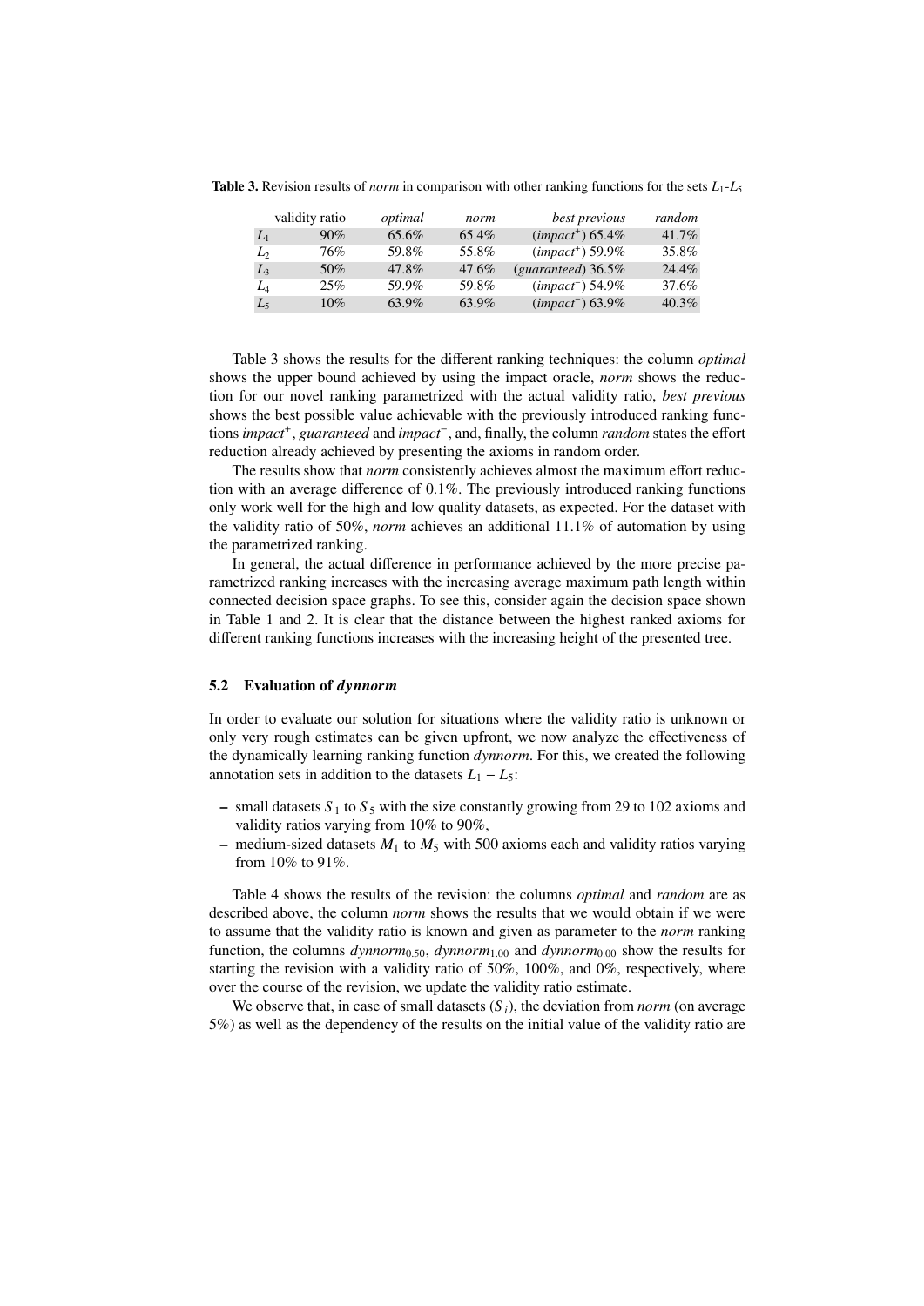**Table 3.** Revision results of *norm* in comparison with other ranking functions for the sets $L_1$-$L_5$

| | validity ratio | *optimal* | *norm* | *best previous* | *random* |
|---|---|---|---|---|---|
| $L_1$ | 90% | 65.6% | 65.4% | (*impact*$^+$) 65.4% | 41.7% |
| $L_2$ | 76% | 59.8% | 55.8% | (*impact*$^+$) 59.9% | 35.8% |
| $L_3$ | 50% | 47.8% | 47.6% | (*guaranteed*) 36.5% | 24.4% |
| $L_4$ | 25% | 59.9% | 59.8% | (*impact*$^-$) 54.9% | 37.6% |
| $L_5$ | 10% | 63.9% | 63.9% | (*impact*$^-$) 63.9% | 40.3% |

Table 3 shows the results for the different ranking techniques: the column *optimal* shows the upper bound achieved by using the impact oracle, *norm* shows the reduction for our novel ranking parametrized with the actual validity ratio, *best previous* shows the best possible value achievable with the previously introduced ranking functions *impact*$^+$, *guaranteed* and *impact*$^-$, and, finally, the column *random* states the effort reduction already achieved by presenting the axioms in random order.

The results show that *norm* consistently achieves almost the maximum effort reduction with an average difference of 0.1%. The previously introduced ranking functions only work well for the high and low quality datasets, as expected. For the dataset with the validity ratio of 50%, *norm* achieves an additional 11.1% of automation by using the parametrized ranking.

In general, the actual difference in performance achieved by the more precise parametrized ranking increases with the increasing average maximum path length within connected decision space graphs. To see this, consider again the decision space shown in Table 1 and 2. It is clear that the distance between the highest ranked axioms for different ranking functions increases with the increasing height of the presented tree.

### 5.2 Evaluation of *dynnorm*

In order to evaluate our solution for situations where the validity ratio is unknown or only very rough estimates can be given upfront, we now analyze the effectiveness of the dynamically learning ranking function *dynnorm*. For this, we created the following annotation sets in addition to the datasets $L_1 - L_5$:

- small datasets $S_1$ to $S_5$ with the size constantly growing from 29 to 102 axioms and validity ratios varying from 10% to 90%,
- medium-sized datasets $M_1$ to $M_5$ with 500 axioms each and validity ratios varying from 10% to 91%.

Table 4 shows the results of the revision: the columns *optimal* and *random* are as described above, the column *norm* shows the results that we would obtain if we were to assume that the validity ratio is known and given as parameter to the *norm* ranking function, the columns $dynnorm_{0.50}$, $dynnorm_{1.00}$ and $dynnorm_{0.00}$ show the results for starting the revision with a validity ratio of 50%, 100%, and 0%, respectively, where over the course of the revision, we update the validity ratio estimate.

We observe that, in case of small datasets ($S_i$), the deviation from *norm* (on average 5%) as well as the dependency of the results on the initial value of the validity ratio are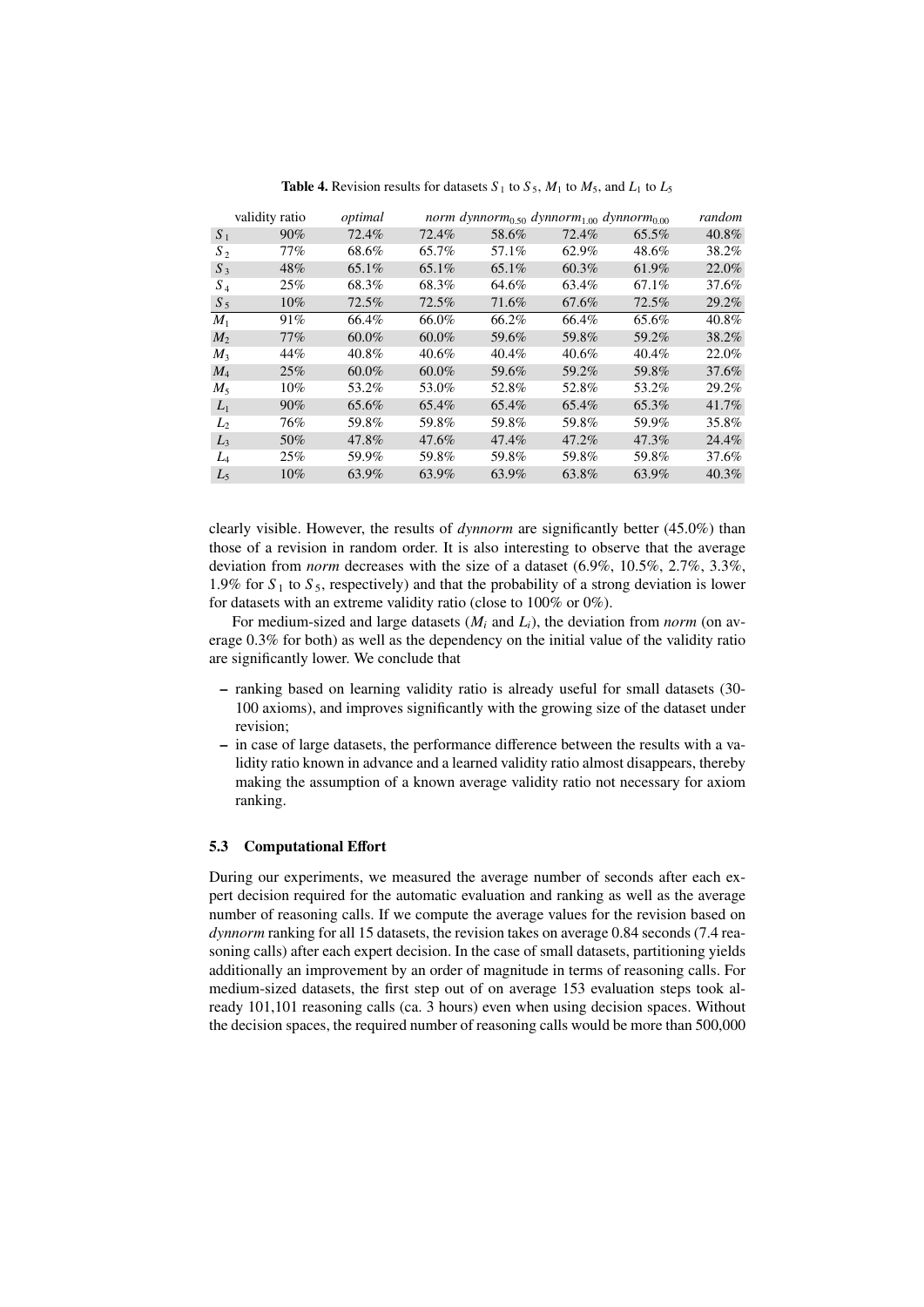**Table 4.** Revision results for datasets $S_1$ to $S_5$, $M_1$ to $M_5$, and $L_1$ to $L_5$

| | validity ratio | *optimal* | *norm* | *dynnorm*$_{0.50}$ | *dynnorm*$_{1.00}$ | *dynnorm*$_{0.00}$ | *random* |
|---|---|---|---|---|---|---|---|
| $S_1$ | 90% | 72.4% | 72.4% | 58.6% | 72.4% | 65.5% | 40.8% |
| $S_2$ | 77% | 68.6% | 65.7% | 57.1% | 62.9% | 48.6% | 38.2% |
| $S_3$ | 48% | 65.1% | 65.1% | 65.1% | 60.3% | 61.9% | 22.0% |
| $S_4$ | 25% | 68.3% | 68.3% | 64.6% | 63.4% | 67.1% | 37.6% |
| $S_5$ | 10% | 72.5% | 72.5% | 71.6% | 67.6% | 72.5% | 29.2% |
| $M_1$ | 91% | 66.4% | 66.0% | 66.2% | 66.4% | 65.6% | 40.8% |
| $M_2$ | 77% | 60.0% | 60.0% | 59.6% | 59.8% | 59.2% | 38.2% |
| $M_3$ | 44% | 40.8% | 40.6% | 40.4% | 40.6% | 40.4% | 22.0% |
| $M_4$ | 25% | 60.0% | 60.0% | 59.6% | 59.2% | 59.8% | 37.6% |
| $M_5$ | 10% | 53.2% | 53.0% | 52.8% | 52.8% | 53.2% | 29.2% |
| $L_1$ | 90% | 65.6% | 65.4% | 65.4% | 65.4% | 65.3% | 41.7% |
| $L_2$ | 76% | 59.8% | 59.8% | 59.8% | 59.8% | 59.9% | 35.8% |
| $L_3$ | 50% | 47.8% | 47.6% | 47.4% | 47.2% | 47.3% | 24.4% |
| $L_4$ | 25% | 59.9% | 59.8% | 59.8% | 59.8% | 59.8% | 37.6% |
| $L_5$ | 10% | 63.9% | 63.9% | 63.9% | 63.8% | 63.9% | 40.3% |

clearly visible. However, the results of *dynnorm* are significantly better (45.0%) than those of a revision in random order. It is also interesting to observe that the average deviation from *norm* decreases with the size of a dataset (6.9%, 10.5%, 2.7%, 3.3%, 1.9% for $S_1$ to $S_5$, respectively) and that the probability of a strong deviation is lower for datasets with an extreme validity ratio (close to 100% or 0%).

For medium-sized and large datasets ($M_i$ and $L_i$), the deviation from *norm* (on average 0.3% for both) as well as the dependency on the initial value of the validity ratio are significantly lower. We conclude that

- ranking based on learning validity ratio is already useful for small datasets (30-100 axioms), and improves significantly with the growing size of the dataset under revision;
- in case of large datasets, the performance difference between the results with a validity ratio known in advance and a learned validity ratio almost disappears, thereby making the assumption of a known average validity ratio not necessary for axiom ranking.

### 5.3 Computational Effort

During our experiments, we measured the average number of seconds after each expert decision required for the automatic evaluation and ranking as well as the average number of reasoning calls. If we compute the average values for the revision based on *dynnorm* ranking for all 15 datasets, the revision takes on average 0.84 seconds (7.4 reasoning calls) after each expert decision. In the case of small datasets, partitioning yields additionally an improvement by an order of magnitude in terms of reasoning calls. For medium-sized datasets, the first step out of on average 153 evaluation steps took already 101,101 reasoning calls (ca. 3 hours) even when using decision spaces. Without the decision spaces, the required number of reasoning calls would be more than 500,000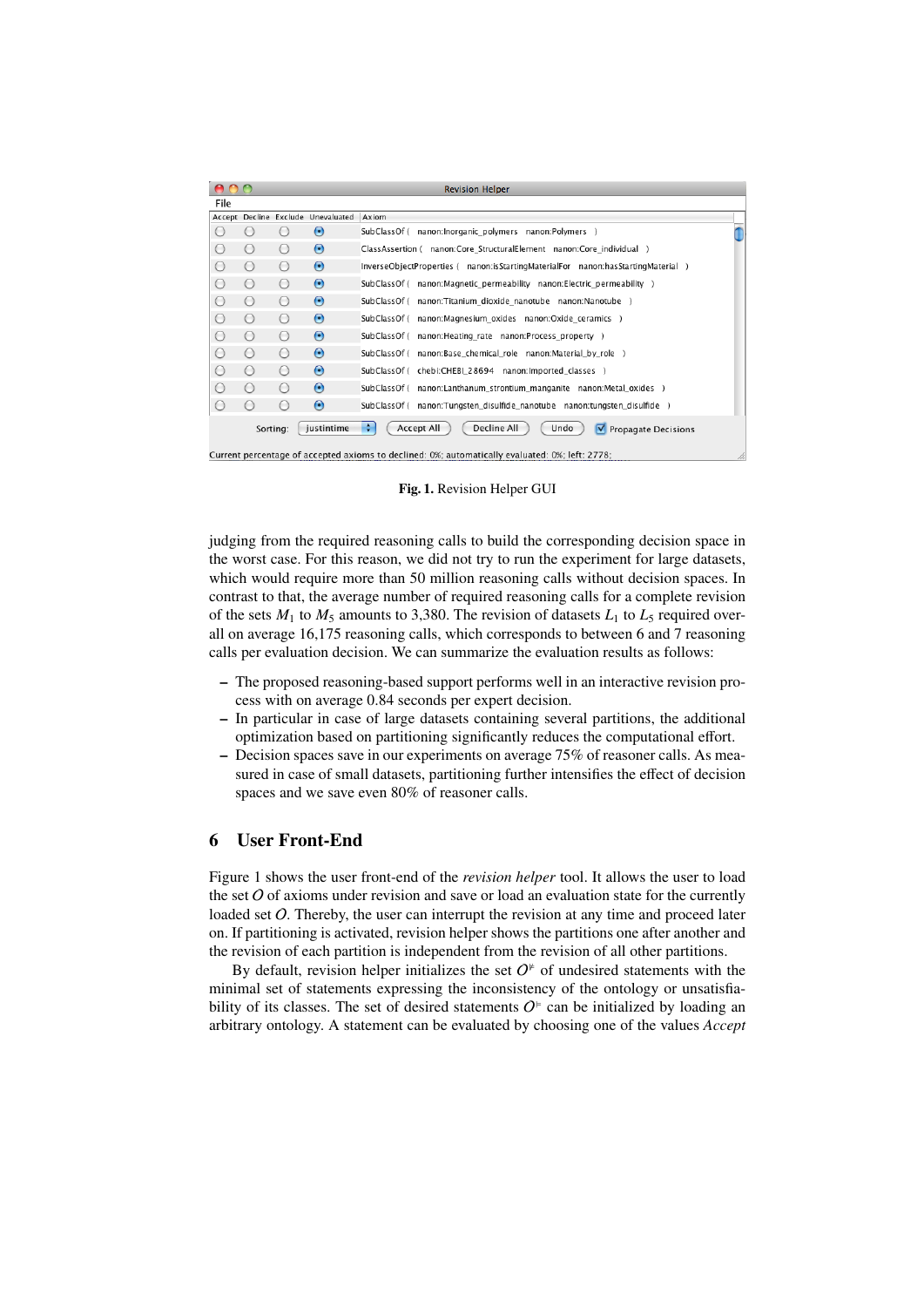Fig. 1. Revision Helper GUI

judging from the required reasoning calls to build the corresponding decision space in the worst case. For this reason, we did not try to run the experiment for large datasets, which would require more than 50 million reasoning calls without decision spaces. In contrast to that, the average number of required reasoning calls for a complete revision of the sets $M_1$ to $M_5$ amounts to 3,380. The revision of datasets $L_1$ to $L_5$ required overall on average 16,175 reasoning calls, which corresponds to between 6 and 7 reasoning calls per evaluation decision. We can summarize the evaluation results as follows:

- The proposed reasoning-based support performs well in an interactive revision process with on average 0.84 seconds per expert decision.
- In particular in case of large datasets containing several partitions, the additional optimization based on partitioning significantly reduces the computational effort.
- Decision spaces save in our experiments on average 75% of reasoner calls. As measured in case of small datasets, partitioning further intensifies the effect of decision spaces and we save even 80% of reasoner calls.

## 6 User Front-End

Figure 1 shows the user front-end of the *revision helper* tool. It allows the user to load the set $O$ of axioms under revision and save or load an evaluation state for the currently loaded set $O$. Thereby, the user can interrupt the revision at any time and proceed later on. If partitioning is activated, revision helper shows the partitions one after another and the revision of each partition is independent from the revision of all other partitions.

By default, revision helper initializes the set $O^{\not\models}$ of undesired statements with the minimal set of statements expressing the inconsistency of the ontology or unsatisfiability of its classes. The set of desired statements $O^{\models}$ can be initialized by loading an arbitrary ontology. A statement can be evaluated by choosing one of the values *Accept*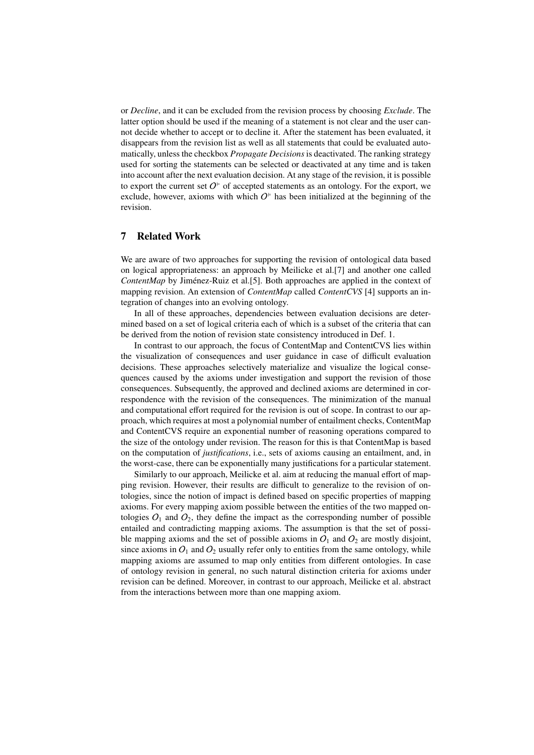or *Decline*, and it can be excluded from the revision process by choosing *Exclude*. The latter option should be used if the meaning of a statement is not clear and the user cannot decide whether to accept or to decline it. After the statement has been evaluated, it disappears from the revision list as well as all statements that could be evaluated automatically, unless the checkbox *Propagate Decisions* is deactivated. The ranking strategy used for sorting the statements can be selected or deactivated at any time and is taken into account after the next evaluation decision. At any stage of the revision, it is possible to export the current set $O^{\models}$ of accepted statements as an ontology. For the export, we exclude, however, axioms with which $O^{\models}$ has been initialized at the beginning of the revision.

## 7 Related Work

We are aware of two approaches for supporting the revision of ontological data based on logical appropriateness: an approach by Meilicke et al.[7] and another one called *ContentMap* by Jiménez-Ruiz et al.[5]. Both approaches are applied in the context of mapping revision. An extension of *ContentMap* called *ContentCVS* [4] supports an integration of changes into an evolving ontology.

In all of these approaches, dependencies between evaluation decisions are determined based on a set of logical criteria each of which is a subset of the criteria that can be derived from the notion of revision state consistency introduced in Def. 1.

In contrast to our approach, the focus of ContentMap and ContentCVS lies within the visualization of consequences and user guidance in case of difficult evaluation decisions. These approaches selectively materialize and visualize the logical consequences caused by the axioms under investigation and support the revision of those consequences. Subsequently, the approved and declined axioms are determined in correspondence with the revision of the consequences. The minimization of the manual and computational effort required for the revision is out of scope. In contrast to our approach, which requires at most a polynomial number of entailment checks, ContentMap and ContentCVS require an exponential number of reasoning operations compared to the size of the ontology under revision. The reason for this is that ContentMap is based on the computation of *justifications*, i.e., sets of axioms causing an entailment, and, in the worst-case, there can be exponentially many justifications for a particular statement.

Similarly to our approach, Meilicke et al. aim at reducing the manual effort of mapping revision. However, their results are difficult to generalize to the revision of ontologies, since the notion of impact is defined based on specific properties of mapping axioms. For every mapping axiom possible between the entities of the two mapped ontologies $O_1$ and $O_2$, they define the impact as the corresponding number of possible entailed and contradicting mapping axioms. The assumption is that the set of possible mapping axioms and the set of possible axioms in $O_1$ and $O_2$ are mostly disjoint, since axioms in $O_1$ and $O_2$ usually refer only to entities from the same ontology, while mapping axioms are assumed to map only entities from different ontologies. In case of ontology revision in general, no such natural distinction criteria for axioms under revision can be defined. Moreover, in contrast to our approach, Meilicke et al. abstract from the interactions between more than one mapping axiom.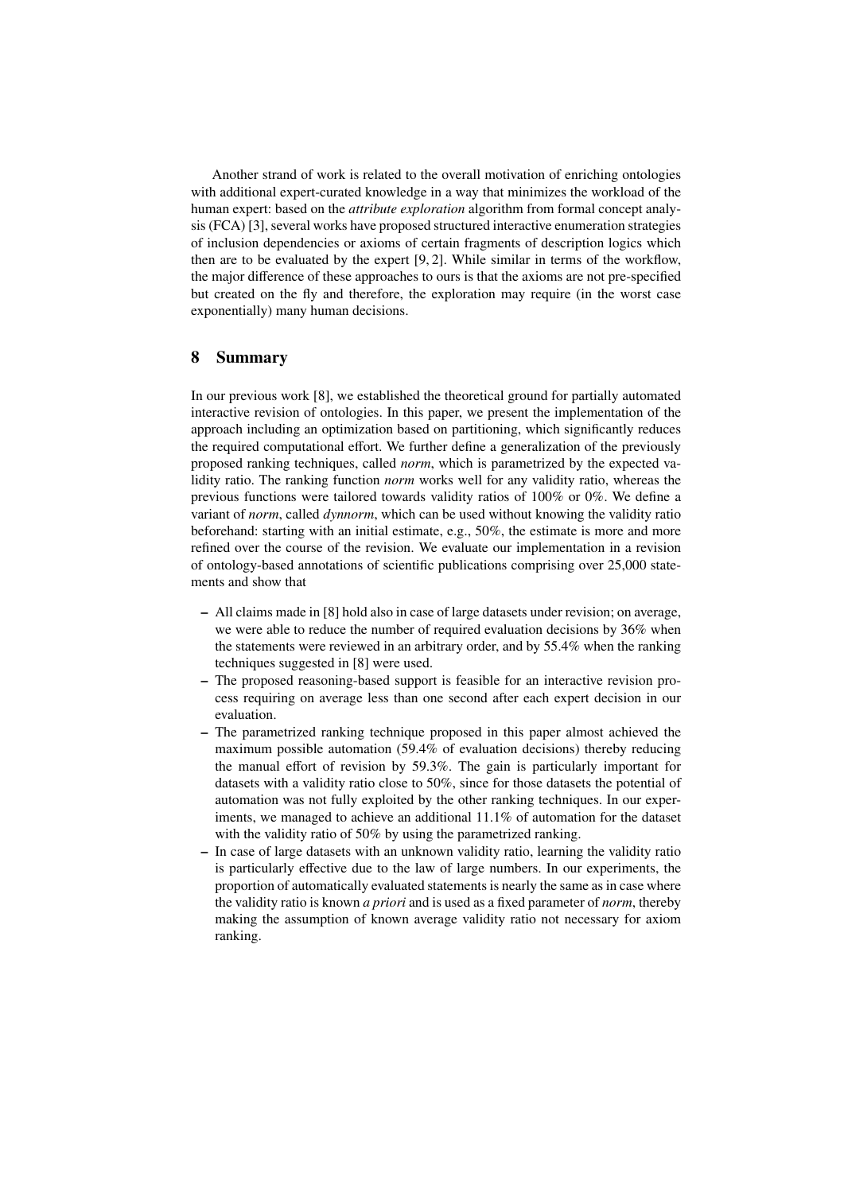Another strand of work is related to the overall motivation of enriching ontologies with additional expert-curated knowledge in a way that minimizes the workload of the human expert: based on the *attribute exploration* algorithm from formal concept analysis (FCA) [3], several works have proposed structured interactive enumeration strategies of inclusion dependencies or axioms of certain fragments of description logics which then are to be evaluated by the expert [9, 2]. While similar in terms of the workflow, the major difference of these approaches to ours is that the axioms are not pre-specified but created on the fly and therefore, the exploration may require (in the worst case exponentially) many human decisions.

## 8 Summary

In our previous work [8], we established the theoretical ground for partially automated interactive revision of ontologies. In this paper, we present the implementation of the approach including an optimization based on partitioning, which significantly reduces the required computational effort. We further define a generalization of the previously proposed ranking techniques, called *norm*, which is parametrized by the expected validity ratio. The ranking function *norm* works well for any validity ratio, whereas the previous functions were tailored towards validity ratios of 100% or 0%. We define a variant of *norm*, called *dynnorm*, which can be used without knowing the validity ratio beforehand: starting with an initial estimate, e.g., 50%, the estimate is more and more refined over the course of the revision. We evaluate our implementation in a revision of ontology-based annotations of scientific publications comprising over 25,000 statements and show that

- All claims made in [8] hold also in case of large datasets under revision; on average, we were able to reduce the number of required evaluation decisions by 36% when the statements were reviewed in an arbitrary order, and by 55.4% when the ranking techniques suggested in [8] were used.
- The proposed reasoning-based support is feasible for an interactive revision process requiring on average less than one second after each expert decision in our evaluation.
- The parametrized ranking technique proposed in this paper almost achieved the maximum possible automation (59.4% of evaluation decisions) thereby reducing the manual effort of revision by 59.3%. The gain is particularly important for datasets with a validity ratio close to 50%, since for those datasets the potential of automation was not fully exploited by the other ranking techniques. In our experiments, we managed to achieve an additional 11.1% of automation for the dataset with the validity ratio of 50% by using the parametrized ranking.
- In case of large datasets with an unknown validity ratio, learning the validity ratio is particularly effective due to the law of large numbers. In our experiments, the proportion of automatically evaluated statements is nearly the same as in case where the validity ratio is known *a priori* and is used as a fixed parameter of *norm*, thereby making the assumption of known average validity ratio not necessary for axiom ranking.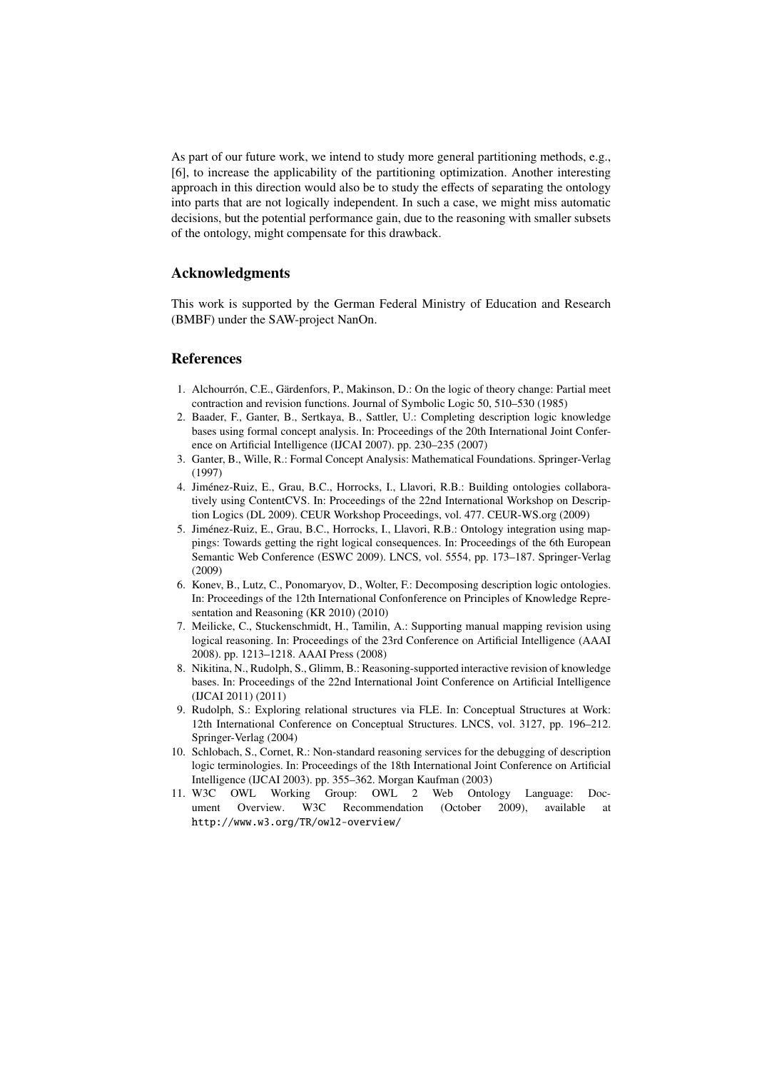As part of our future work, we intend to study more general partitioning methods, e.g., [6], to increase the applicability of the partitioning optimization. Another interesting approach in this direction would also be to study the effects of separating the ontology into parts that are not logically independent. In such a case, we might miss automatic decisions, but the potential performance gain, due to the reasoning with smaller subsets of the ontology, might compensate for this drawback.

## Acknowledgments

This work is supported by the German Federal Ministry of Education and Research (BMBF) under the SAW-project NanOn.

## References

1. Alchourrón, C.E., Gärdenfors, P., Makinson, D.: On the logic of theory change: Partial meet contraction and revision functions. Journal of Symbolic Logic 50, 510–530 (1985)
2. Baader, F., Ganter, B., Sertkaya, B., Sattler, U.: Completing description logic knowledge bases using formal concept analysis. In: Proceedings of the 20th International Joint Conference on Artificial Intelligence (IJCAI 2007). pp. 230–235 (2007)
3. Ganter, B., Wille, R.: Formal Concept Analysis: Mathematical Foundations. Springer-Verlag (1997)
4. Jiménez-Ruiz, E., Grau, B.C., Horrocks, I., Llavori, R.B.: Building ontologies collaboratively using ContentCVS. In: Proceedings of the 22nd International Workshop on Description Logics (DL 2009). CEUR Workshop Proceedings, vol. 477. CEUR-WS.org (2009)
5. Jiménez-Ruiz, E., Grau, B.C., Horrocks, I., Llavori, R.B.: Ontology integration using mappings: Towards getting the right logical consequences. In: Proceedings of the 6th European Semantic Web Conference (ESWC 2009). LNCS, vol. 5554, pp. 173–187. Springer-Verlag (2009)
6. Konev, B., Lutz, C., Ponomaryov, D., Wolter, F.: Decomposing description logic ontologies. In: Proceedings of the 12th International Confonference on Principles of Knowledge Representation and Reasoning (KR 2010) (2010)
7. Meilicke, C., Stuckenschmidt, H., Tamilin, A.: Supporting manual mapping revision using logical reasoning. In: Proceedings of the 23rd Conference on Artificial Intelligence (AAAI 2008). pp. 1213–1218. AAAI Press (2008)
8. Nikitina, N., Rudolph, S., Glimm, B.: Reasoning-supported interactive revision of knowledge bases. In: Proceedings of the 22nd International Joint Conference on Artificial Intelligence (IJCAI 2011) (2011)
9. Rudolph, S.: Exploring relational structures via FLE. In: Conceptual Structures at Work: 12th International Conference on Conceptual Structures. LNCS, vol. 3127, pp. 196–212. Springer-Verlag (2004)
10. Schlobach, S., Cornet, R.: Non-standard reasoning services for the debugging of description logic terminologies. In: Proceedings of the 18th International Joint Conference on Artificial Intelligence (IJCAI 2003). pp. 355–362. Morgan Kaufman (2003)
11. W3C OWL Working Group: OWL 2 Web Ontology Language: Document Overview. W3C Recommendation (October 2009), available at http://www.w3.org/TR/owl2-overview/